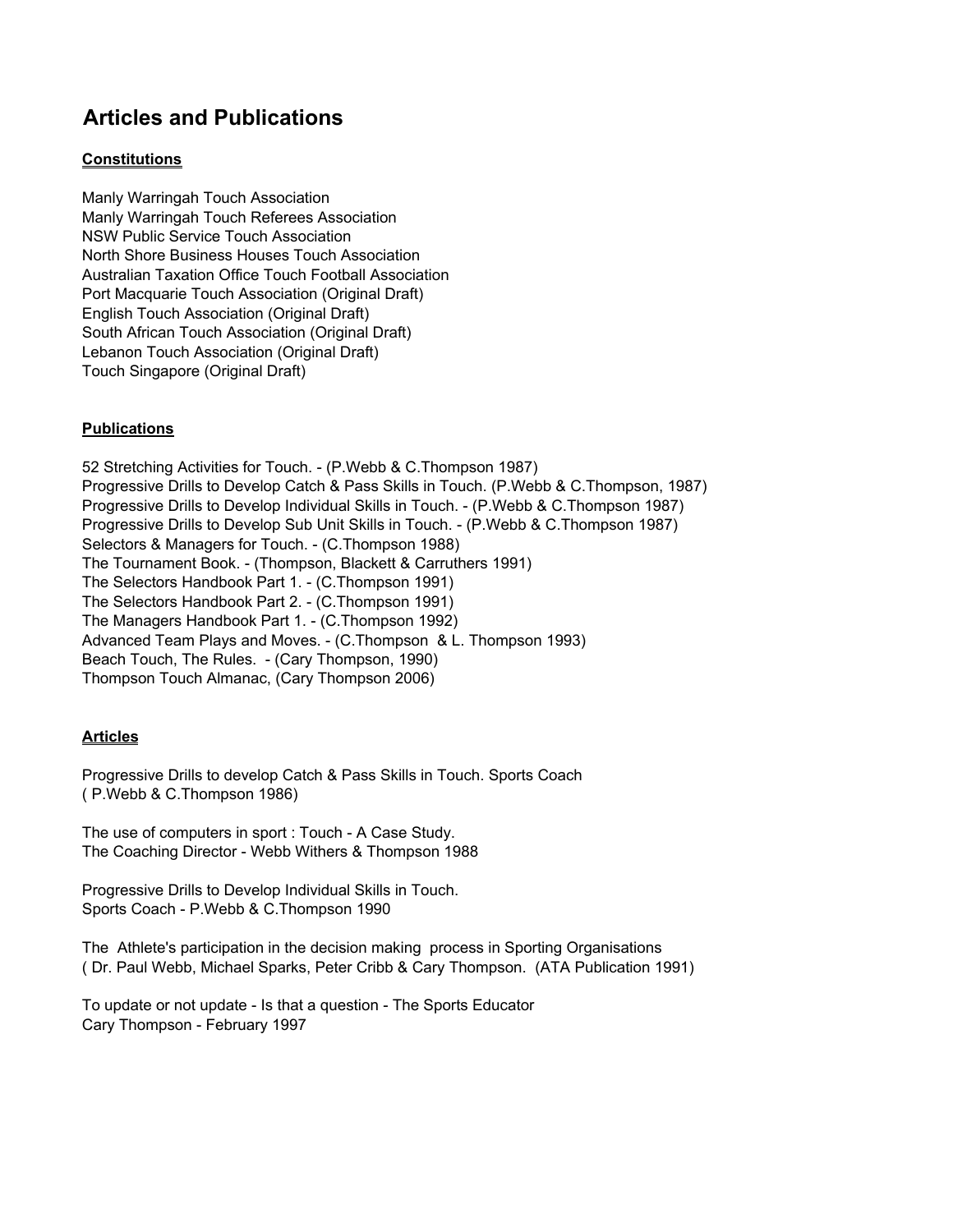# Articles and Publications

## Constitutions

Manly Warringah Touch Association  
Manly Warringah Touch Referees Association  
NSW Public Service Touch Association  
North Shore Business Houses Touch Association  
Australian Taxation Office Touch Football Association  
Port Macquarie Touch Association (Original Draft)  
English Touch Association (Original Draft)  
South African Touch Association (Original Draft)  
Lebanon Touch Association (Original Draft)  
Touch Singapore (Original Draft)

## Publications

52 Stretching Activities for Touch. - (P.Webb & C.Thompson 1987)  
Progressive Drills to Develop Catch & Pass Skills in Touch. (P.Webb & C.Thompson, 1987)  
Progressive Drills to Develop Individual Skills in Touch. - (P.Webb & C.Thompson 1987)  
Progressive Drills to Develop Sub Unit Skills in Touch. - (P.Webb & C.Thompson 1987)  
Selectors & Managers for Touch. - (C.Thompson 1988)  
The Tournament Book. - (Thompson, Blackett & Carruthers 1991)  
The Selectors Handbook Part 1. - (C.Thompson 1991)  
The Selectors Handbook Part 2. - (C.Thompson 1991)  
The Managers Handbook Part 1. - (C.Thompson 1992)  
Advanced Team Plays and Moves. - (C.Thompson & L. Thompson 1993)  
Beach Touch, The Rules. - (Cary Thompson, 1990)  
Thompson Touch Almanac, (Cary Thompson 2006)

## Articles

Progressive Drills to develop Catch & Pass Skills in Touch. Sports Coach  
( P.Webb & C.Thompson 1986)

The use of computers in sport : Touch - A Case Study.  
The Coaching Director - Webb Withers & Thompson 1988

Progressive Drills to Develop Individual Skills in Touch.  
Sports Coach - P.Webb & C.Thompson 1990

The Athlete's participation in the decision making process in Sporting Organisations  
( Dr. Paul Webb, Michael Sparks, Peter Cribb & Cary Thompson. (ATA Publication 1991)

To update or not update - Is that a question - The Sports Educator  
Cary Thompson - February 1997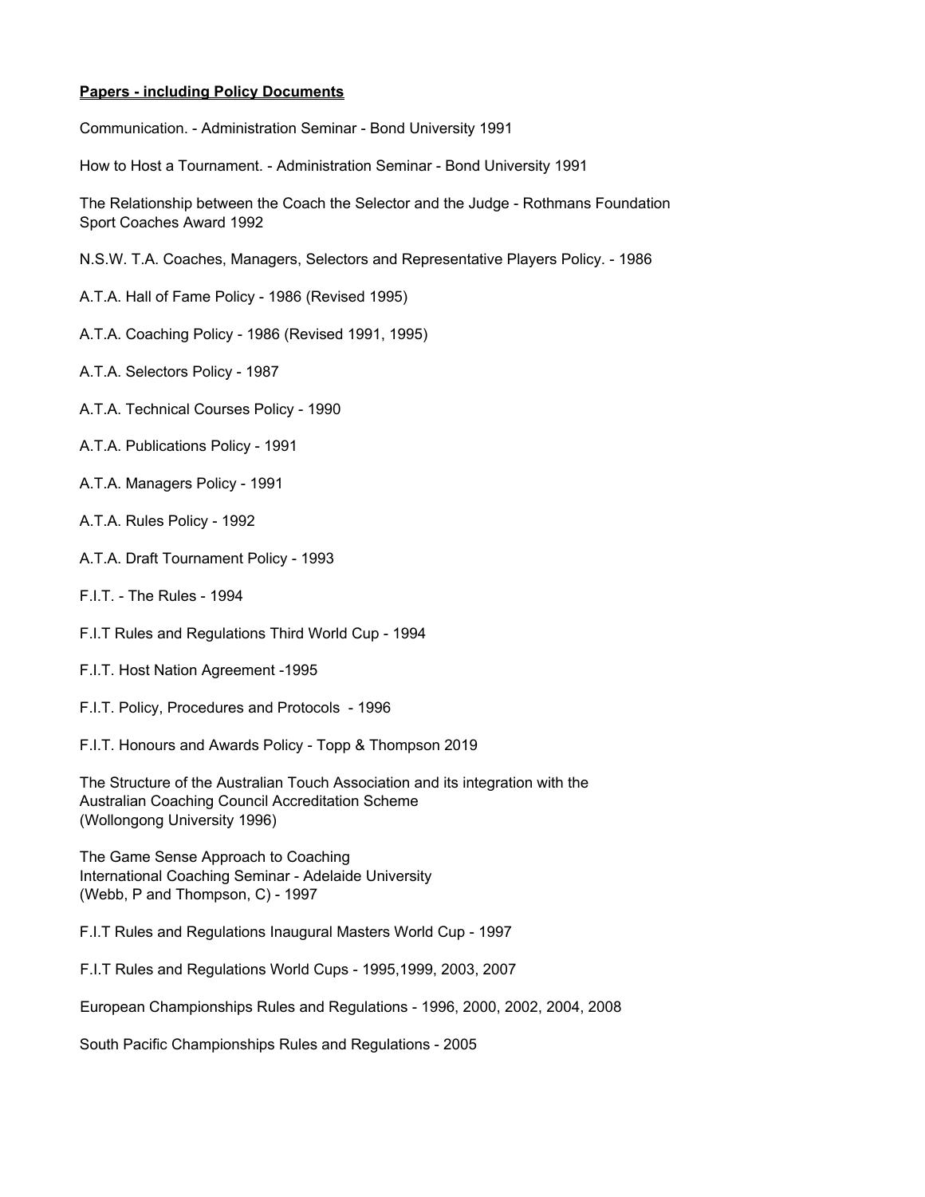**Papers - including Policy Documents**

Communication. - Administration Seminar - Bond University 1991

How to Host a Tournament. - Administration Seminar - Bond University 1991

The Relationship between the Coach the Selector and the Judge - Rothmans Foundation Sport Coaches Award 1992

N.S.W. T.A. Coaches, Managers, Selectors and Representative Players Policy. - 1986

A.T.A. Hall of Fame Policy - 1986 (Revised 1995)

A.T.A. Coaching Policy - 1986 (Revised 1991, 1995)

A.T.A. Selectors Policy - 1987

A.T.A. Technical Courses Policy - 1990

A.T.A. Publications Policy - 1991

A.T.A. Managers Policy - 1991

A.T.A. Rules Policy - 1992

A.T.A. Draft Tournament Policy - 1993

F.I.T. - The Rules - 1994

F.I.T Rules and Regulations Third World Cup - 1994

F.I.T. Host Nation Agreement -1995

F.I.T. Policy, Procedures and Protocols - 1996

F.I.T. Honours and Awards Policy - Topp & Thompson 2019

The Structure of the Australian Touch Association and its integration with the Australian Coaching Council Accreditation Scheme
(Wollongong University 1996)

The Game Sense Approach to Coaching
International Coaching Seminar - Adelaide University
(Webb, P and Thompson, C) - 1997

F.I.T Rules and Regulations Inaugural Masters World Cup - 1997

F.I.T Rules and Regulations World Cups - 1995,1999, 2003, 2007

European Championships Rules and Regulations - 1996, 2000, 2002, 2004, 2008

South Pacific Championships Rules and Regulations - 2005